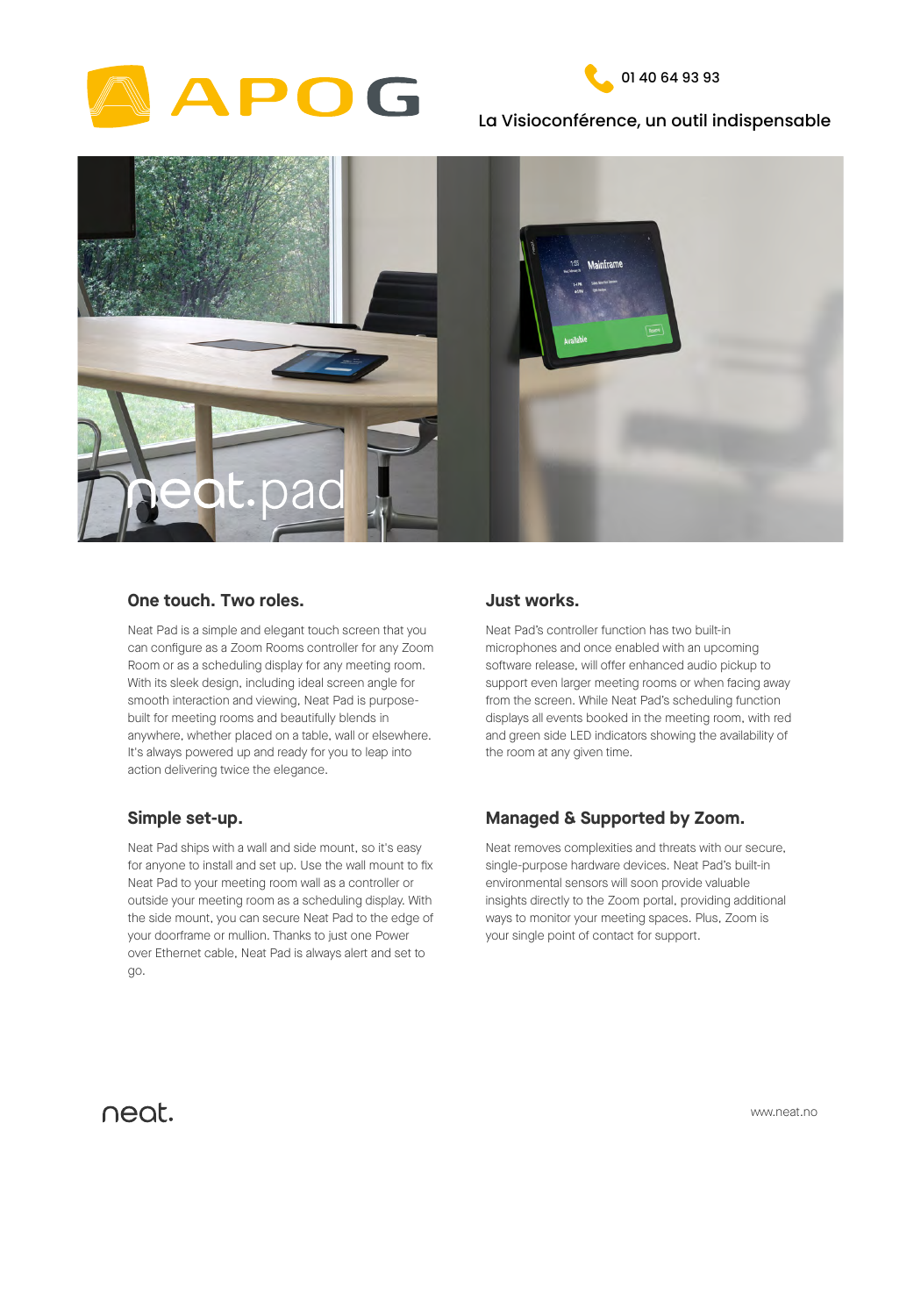APOG

01 40 64 93 93

La Visioconférence, un outil indispensable

neat.pad

### One touch. Two roles.

Neat Pad is a simple and elegant touch screen that you can configure as a Zoom Rooms controller for any Zoom Room or as a scheduling display for any meeting room. With its sleek design, including ideal screen angle for smooth interaction and viewing, Neat Pad is purpose-built for meeting rooms and beautifully blends in anywhere, whether placed on a table, wall or elsewhere. It's always powered up and ready for you to leap into action delivering twice the elegance.

### Simple set-up.

Neat Pad ships with a wall and side mount, so it's easy for anyone to install and set up. Use the wall mount to fix Neat Pad to your meeting room wall as a controller or outside your meeting room as a scheduling display. With the side mount, you can secure Neat Pad to the edge of your doorframe or mullion. Thanks to just one Power over Ethernet cable, Neat Pad is always alert and set to go.

### Just works.

Neat Pad's controller function has two built-in microphones and once enabled with an upcoming software release, will offer enhanced audio pickup to support even larger meeting rooms or when facing away from the screen. While Neat Pad's scheduling function displays all events booked in the meeting room, with red and green side LED indicators showing the availability of the room at any given time.

### Managed & Supported by Zoom.

Neat removes complexities and threats with our secure, single-purpose hardware devices. Neat Pad's built-in environmental sensors will soon provide valuable insights directly to the Zoom portal, providing additional ways to monitor your meeting spaces. Plus, Zoom is your single point of contact for support.

neat.

www.neat.no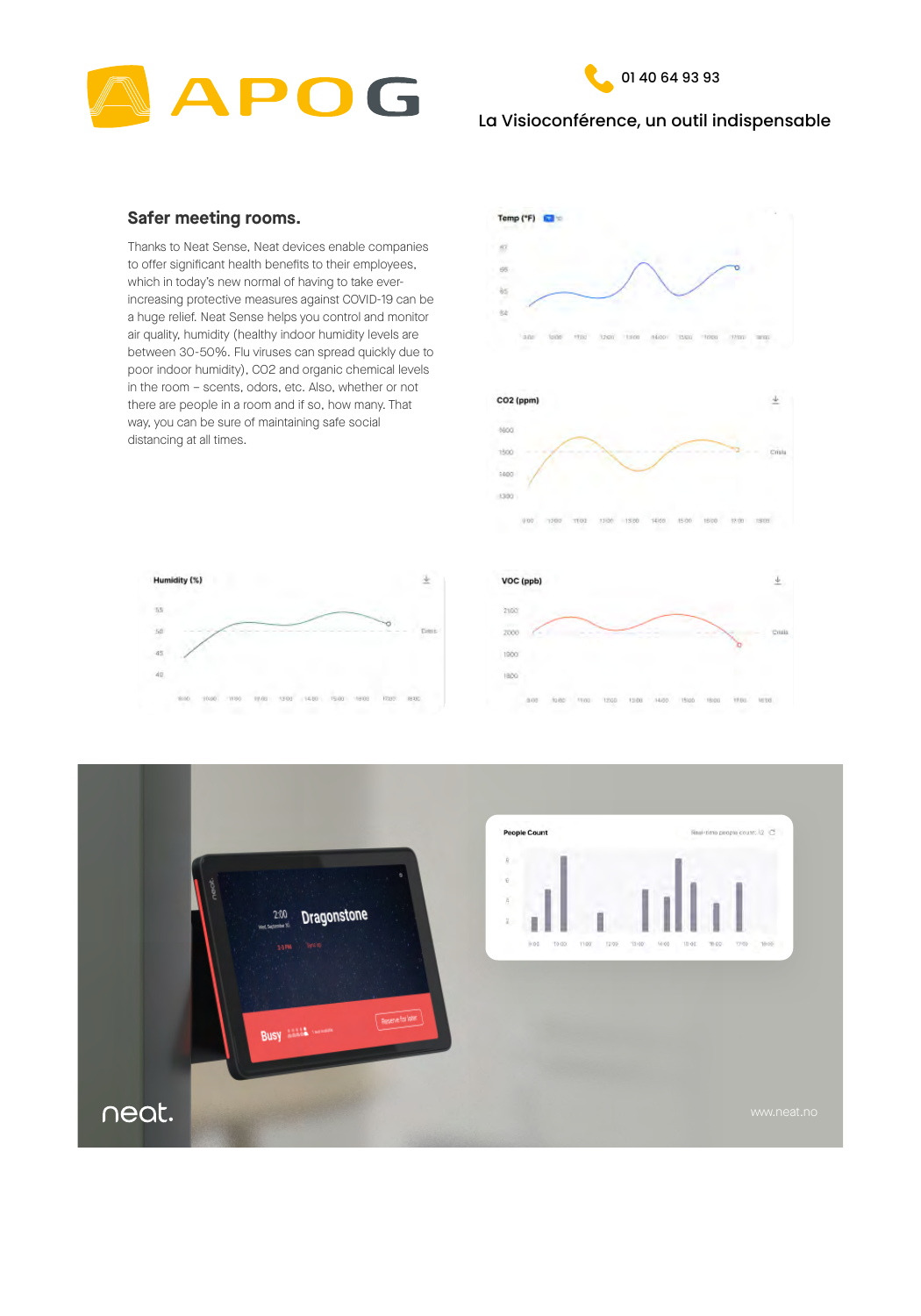## Safer meeting rooms.

Thanks to Neat Sense, Neat devices enable companies to offer significant health benefits to their employees, which in today's new normal of having to take ever-increasing protective measures against COVID-19 can be a huge relief. Neat Sense helps you control and monitor air quality, humidity (healthy indoor humidity levels are between 30-50%. Flu viruses can spread quickly due to poor indoor humidity), CO2 and organic chemical levels in the room – scents, odors, etc. Also, whether or not there are people in a room and if so, how many. That way, you can be sure of maintaining safe social distancing at all times.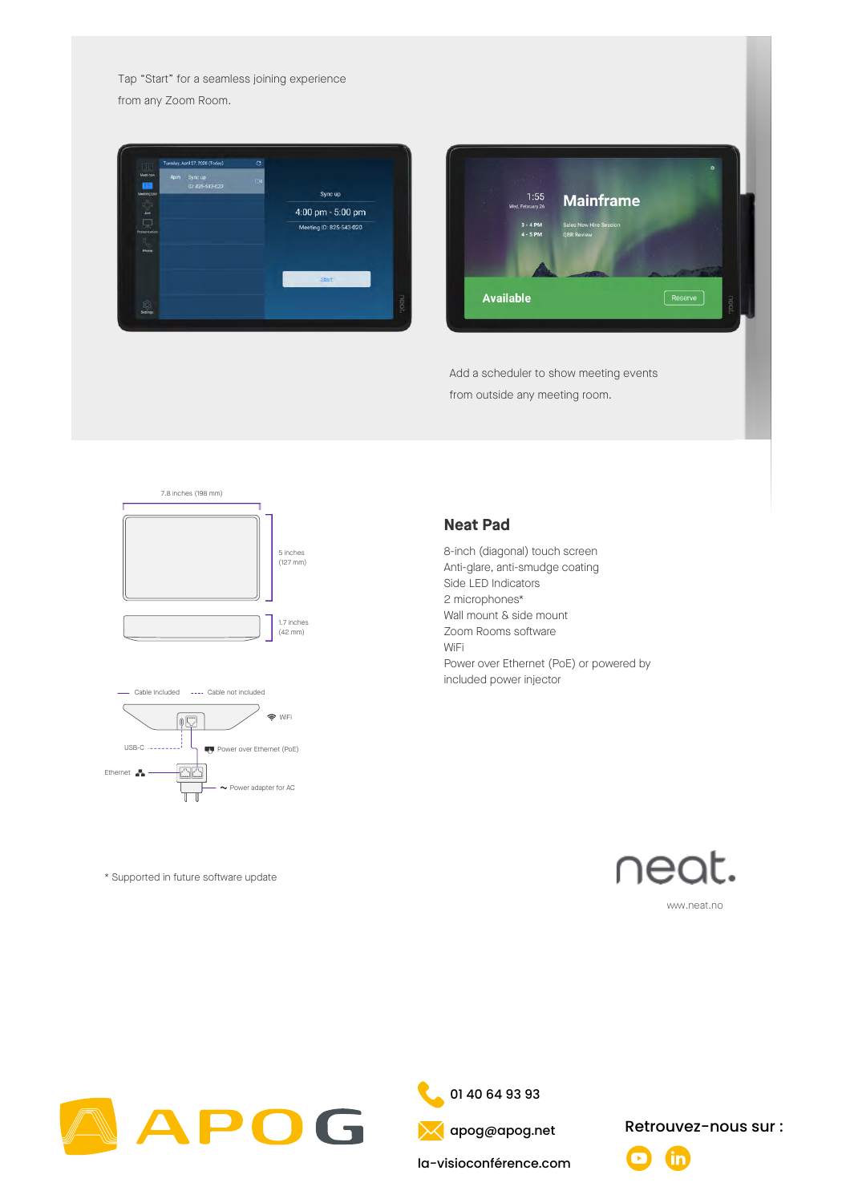Tap “Start” for a seamless joining experience from any Zoom Room.

Add a scheduler to show meeting events from outside any meeting room.

7.8 inches (198 mm)

5 inches (127 mm)

1.7 inches (42 mm)

Cable included

Cable not included

WiFi

USB-C

Power over Ethernet (PoE)

Ethernet

Power adapter for AC

## Neat Pad

8-inch (diagonal) touch screen
Anti-glare, anti-smudge coating
Side LED Indicators
2 microphones*
Wall mount & side mount
Zoom Rooms software
WiFi
Power over Ethernet (PoE) or powered by included power injector

\* Supported in future software update

neat.

www.neat.no

APOG

01 40 64 93 93

apog@apog.net

la-visioconférence.com

Retrouvez-nous sur :